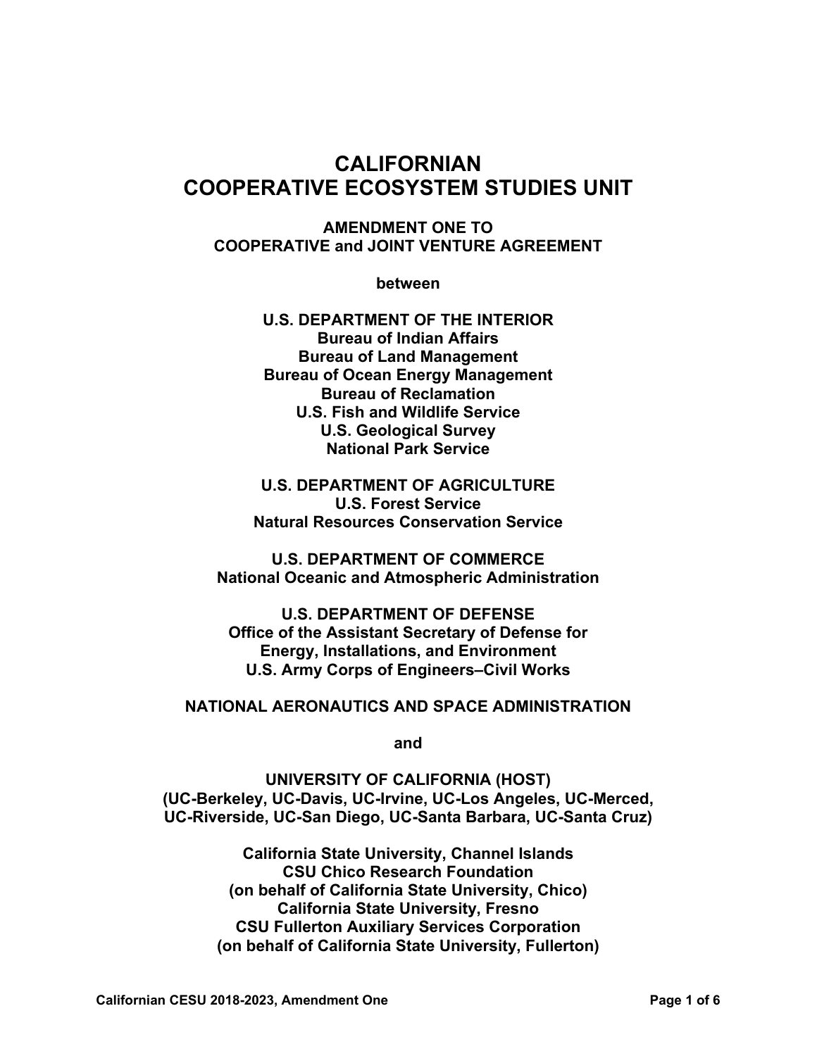# CALIFORNIAN COOPERATIVE ECOSYSTEM STUDIES UNIT

**AMENDMENT ONE TO**
**COOPERATIVE and JOINT VENTURE AGREEMENT**

**between**

**U.S. DEPARTMENT OF THE INTERIOR**
**Bureau of Indian Affairs**
**Bureau of Land Management**
**Bureau of Ocean Energy Management**
**Bureau of Reclamation**
**U.S. Fish and Wildlife Service**
**U.S. Geological Survey**
**National Park Service**

**U.S. DEPARTMENT OF AGRICULTURE**
**U.S. Forest Service**
**Natural Resources Conservation Service**

**U.S. DEPARTMENT OF COMMERCE**
**National Oceanic and Atmospheric Administration**

**U.S. DEPARTMENT OF DEFENSE**
**Office of the Assistant Secretary of Defense for**
**Energy, Installations, and Environment**
**U.S. Army Corps of Engineers–Civil Works**

**NATIONAL AERONAUTICS AND SPACE ADMINISTRATION**

**and**

**UNIVERSITY OF CALIFORNIA (HOST)**
**(UC-Berkeley, UC-Davis, UC-Irvine, UC-Los Angeles, UC-Merced,**
**UC-Riverside, UC-San Diego, UC-Santa Barbara, UC-Santa Cruz)**

**California State University, Channel Islands**
**CSU Chico Research Foundation**
**(on behalf of California State University, Chico)**
**California State University, Fresno**
**CSU Fullerton Auxiliary Services Corporation**
**(on behalf of California State University, Fullerton)**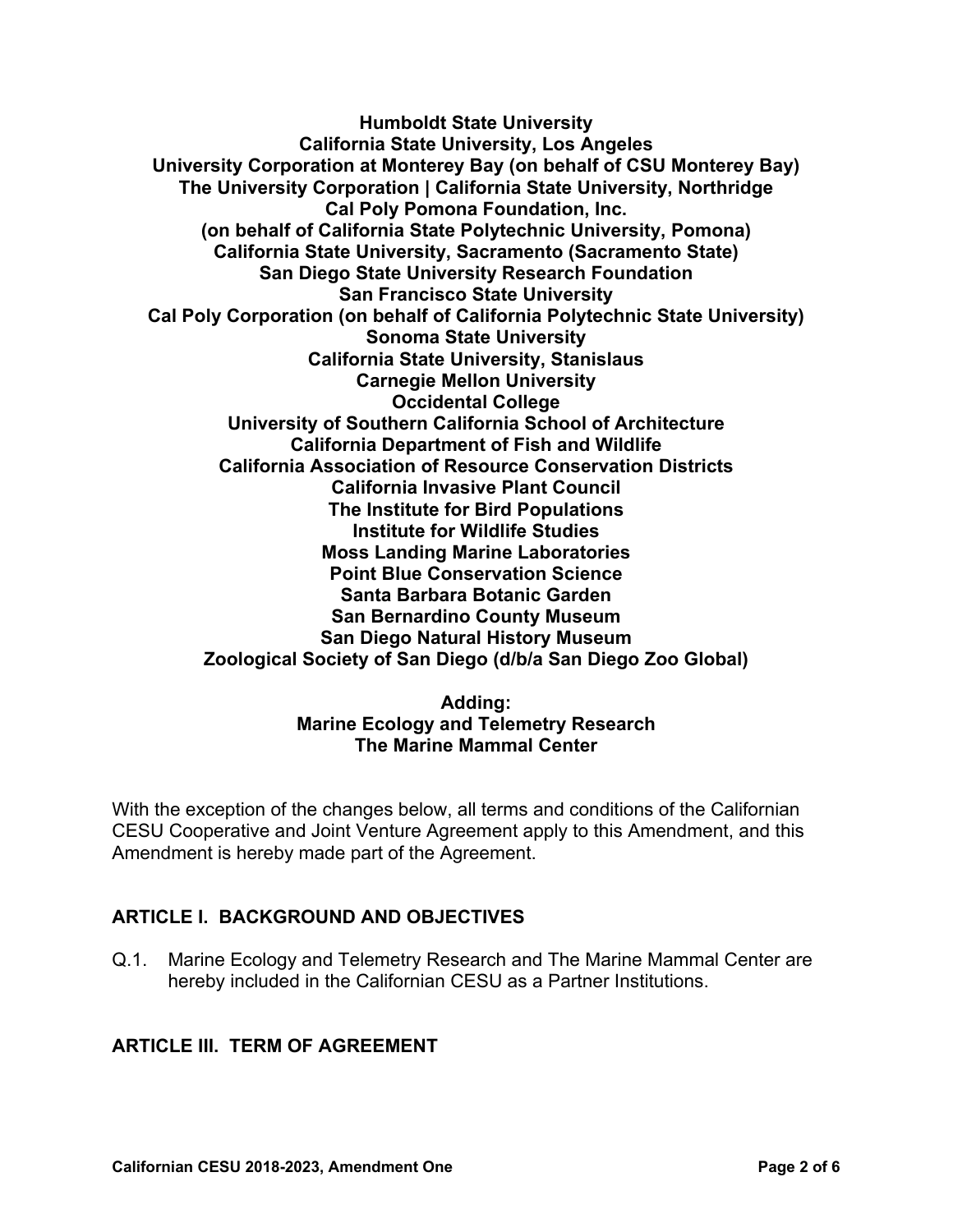**Humboldt State University**
**California State University, Los Angeles**
**University Corporation at Monterey Bay (on behalf of CSU Monterey Bay)**
**The University Corporation | California State University, Northridge**
**Cal Poly Pomona Foundation, Inc.**
**(on behalf of California State Polytechnic University, Pomona)**
**California State University, Sacramento (Sacramento State)**
**San Diego State University Research Foundation**
**San Francisco State University**
**Cal Poly Corporation (on behalf of California Polytechnic State University)**
**Sonoma State University**
**California State University, Stanislaus**
**Carnegie Mellon University**
**Occidental College**
**University of Southern California School of Architecture**
**California Department of Fish and Wildlife**
**California Association of Resource Conservation Districts**
**California Invasive Plant Council**
**The Institute for Bird Populations**
**Institute for Wildlife Studies**
**Moss Landing Marine Laboratories**
**Point Blue Conservation Science**
**Santa Barbara Botanic Garden**
**San Bernardino County Museum**
**San Diego Natural History Museum**
**Zoological Society of San Diego (d/b/a San Diego Zoo Global)**

**Adding:**
**Marine Ecology and Telemetry Research**
**The Marine Mammal Center**

With the exception of the changes below, all terms and conditions of the Californian CESU Cooperative and Joint Venture Agreement apply to this Amendment, and this Amendment is hereby made part of the Agreement.

## ARTICLE I. BACKGROUND AND OBJECTIVES

Q.1. Marine Ecology and Telemetry Research and The Marine Mammal Center are hereby included in the Californian CESU as a Partner Institutions.

## ARTICLE III. TERM OF AGREEMENT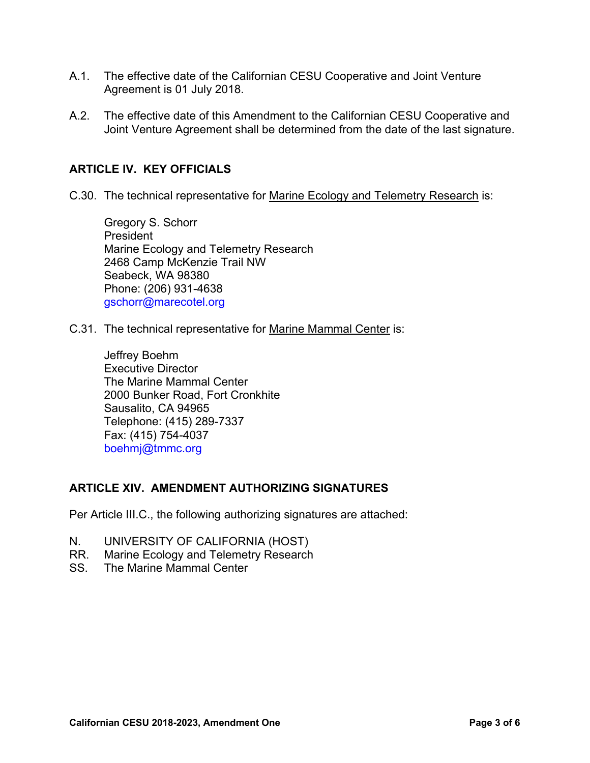A.1. The effective date of the Californian CESU Cooperative and Joint Venture Agreement is 01 July 2018.

A.2. The effective date of this Amendment to the Californian CESU Cooperative and Joint Venture Agreement shall be determined from the date of the last signature.

## ARTICLE IV. KEY OFFICIALS

C.30. The technical representative for Marine Ecology and Telemetry Research is:

Gregory S. Schorr
President
Marine Ecology and Telemetry Research
2468 Camp McKenzie Trail NW
Seabeck, WA 98380
Phone: (206) 931-4638
gschorr@marecotel.org

C.31. The technical representative for Marine Mammal Center is:

Jeffrey Boehm
Executive Director
The Marine Mammal Center
2000 Bunker Road, Fort Cronkhite
Sausalito, CA 94965
Telephone: (415) 289-7337
Fax: (415) 754-4037
boehmj@tmmc.org

## ARTICLE XIV. AMENDMENT AUTHORIZING SIGNATURES

Per Article III.C., the following authorizing signatures are attached:

N. UNIVERSITY OF CALIFORNIA (HOST)
RR. Marine Ecology and Telemetry Research
SS. The Marine Mammal Center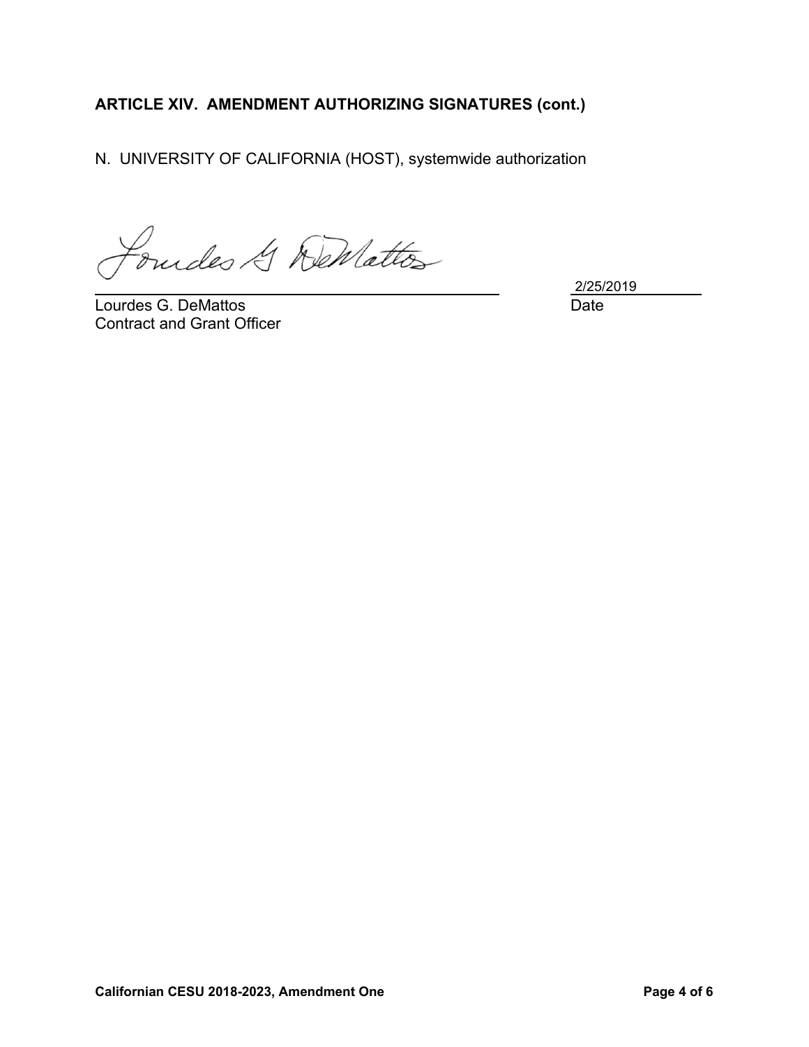## ARTICLE XIV. AMENDMENT AUTHORIZING SIGNATURES (cont.)

N. UNIVERSITY OF CALIFORNIA (HOST), systemwide authorization

Lourdes G. DeMattos
Contract and Grant Officer

2/25/2019
Date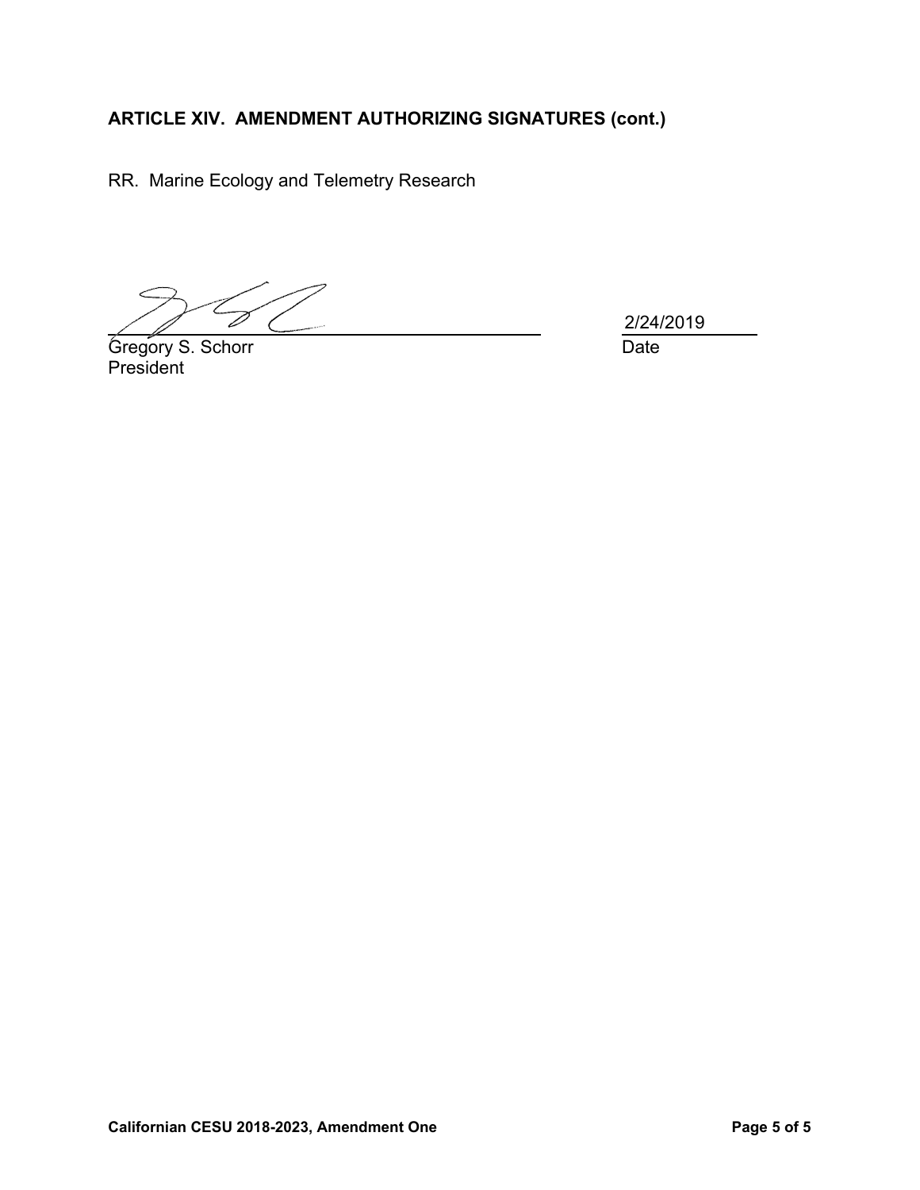**ARTICLE XIV. AMENDMENT AUTHORIZING SIGNATURES (cont.)**

RR. Marine Ecology and Telemetry Research

\_\_\_\_\_\_\_\_\_\_\_\_\_\_\_\_\_\_\_\_\_\_\_\_\_\_\_\_\_\_\_\_\_\_\_\_\_\_ 2/24/2019
Gregory S. Schorr Date
President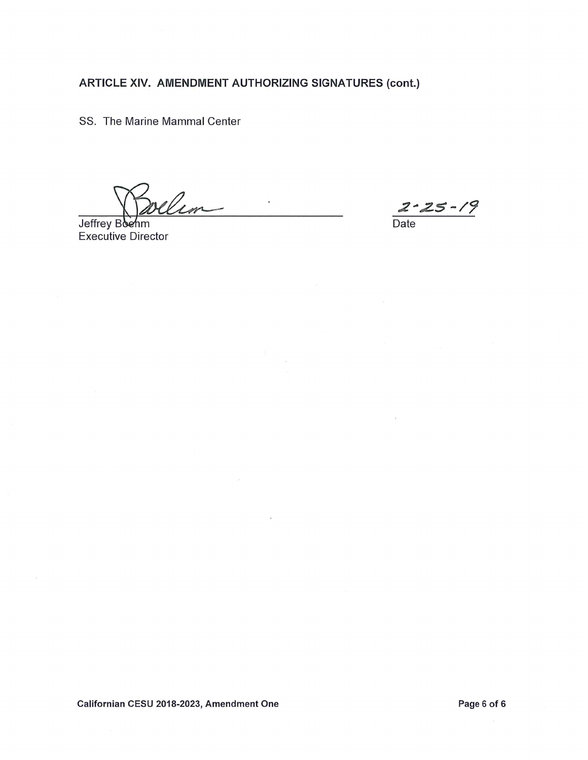## ARTICLE XIV. AMENDMENT AUTHORIZING SIGNATURES (cont.)

SS. The Marine Mammal Center

Jeffrey Boehm
Executive Director

2-25-19
Date